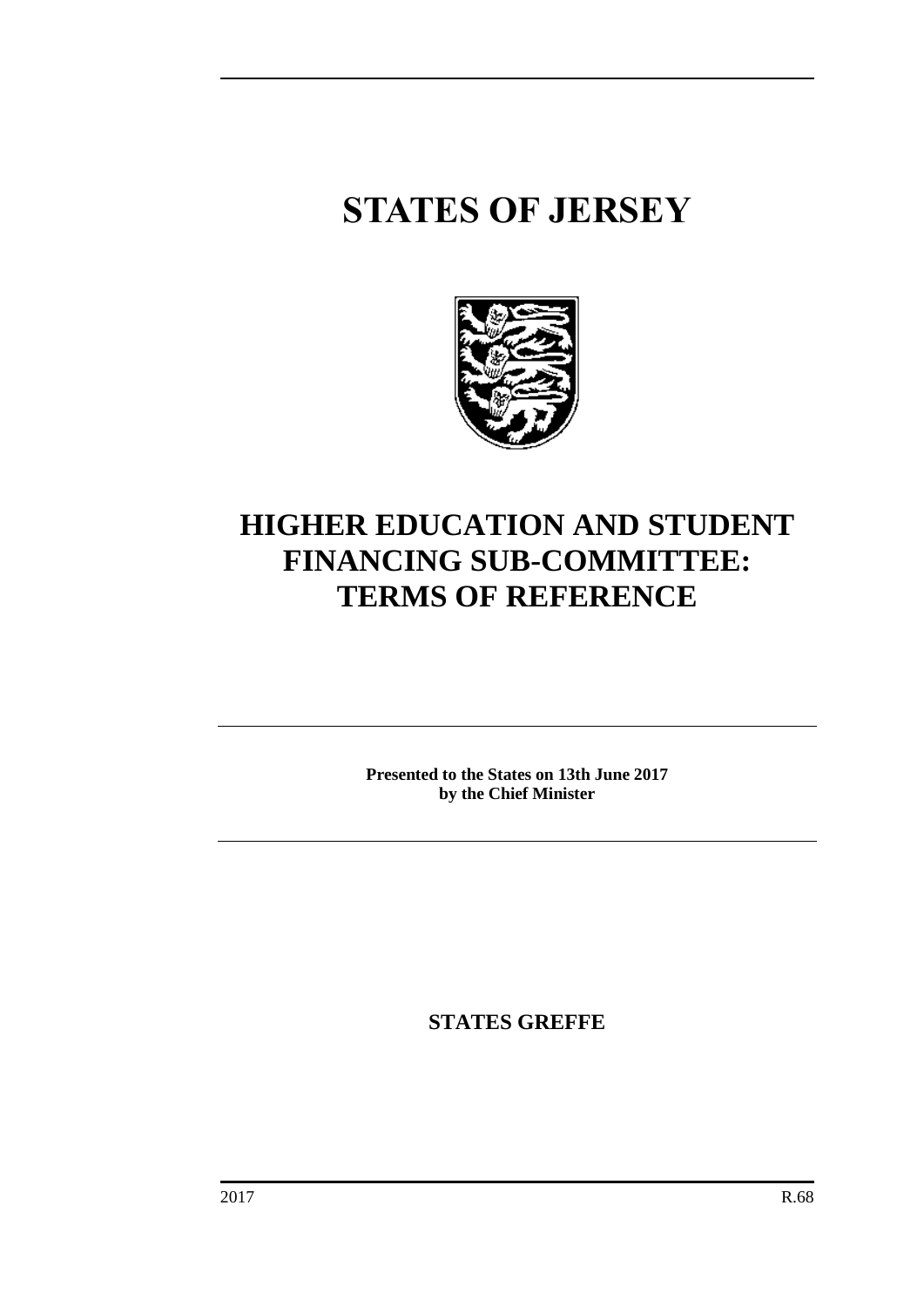# STATES OF JERSEY

# HIGHER EDUCATION AND STUDENT FINANCING SUB-COMMITTEE: TERMS OF REFERENCE

**Presented to the States on 13th June 2017**
**by the Chief Minister**

**STATES GREFFE**

2017 R.68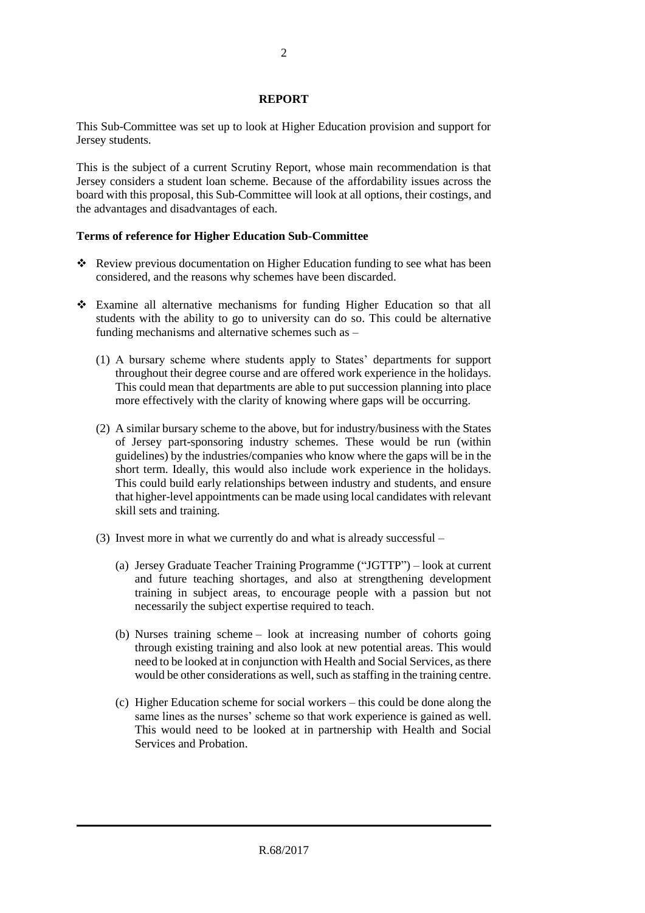## REPORT

This Sub-Committee was set up to look at Higher Education provision and support for Jersey students.

This is the subject of a current Scrutiny Report, whose main recommendation is that Jersey considers a student loan scheme. Because of the affordability issues across the board with this proposal, this Sub-Committee will look at all options, their costings, and the advantages and disadvantages of each.

### Terms of reference for Higher Education Sub-Committee

- Review previous documentation on Higher Education funding to see what has been considered, and the reasons why schemes have been discarded.
- Examine all alternative mechanisms for funding Higher Education so that all students with the ability to go to university can do so. This could be alternative funding mechanisms and alternative schemes such as –

  (1) A bursary scheme where students apply to States' departments for support throughout their degree course and are offered work experience in the holidays. This could mean that departments are able to put succession planning into place more effectively with the clarity of knowing where gaps will be occurring.

  (2) A similar bursary scheme to the above, but for industry/business with the States of Jersey part-sponsoring industry schemes. These would be run (within guidelines) by the industries/companies who know where the gaps will be in the short term. Ideally, this would also include work experience in the holidays. This could build early relationships between industry and students, and ensure that higher-level appointments can be made using local candidates with relevant skill sets and training.

  (3) Invest more in what we currently do and what is already successful –

    (a) Jersey Graduate Teacher Training Programme ("JGTTP") – look at current and future teaching shortages, and also at strengthening development training in subject areas, to encourage people with a passion but not necessarily the subject expertise required to teach.

    (b) Nurses training scheme – look at increasing number of cohorts going through existing training and also look at new potential areas. This would need to be looked at in conjunction with Health and Social Services, as there would be other considerations as well, such as staffing in the training centre.

    (c) Higher Education scheme for social workers – this could be done along the same lines as the nurses' scheme so that work experience is gained as well. This would need to be looked at in partnership with Health and Social Services and Probation.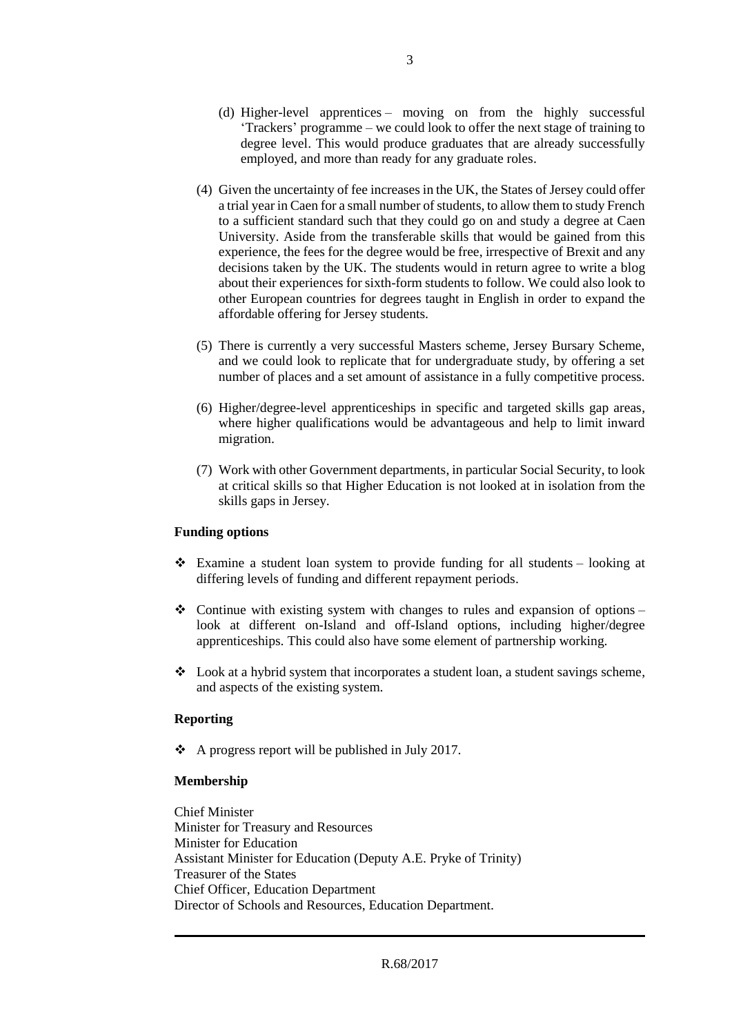(d) Higher-level apprentices – moving on from the highly successful 'Trackers' programme – we could look to offer the next stage of training to degree level. This would produce graduates that are already successfully employed, and more than ready for any graduate roles.

(4) Given the uncertainty of fee increases in the UK, the States of Jersey could offer a trial year in Caen for a small number of students, to allow them to study French to a sufficient standard such that they could go on and study a degree at Caen University. Aside from the transferable skills that would be gained from this experience, the fees for the degree would be free, irrespective of Brexit and any decisions taken by the UK. The students would in return agree to write a blog about their experiences for sixth-form students to follow. We could also look to other European countries for degrees taught in English in order to expand the affordable offering for Jersey students.

(5) There is currently a very successful Masters scheme, Jersey Bursary Scheme, and we could look to replicate that for undergraduate study, by offering a set number of places and a set amount of assistance in a fully competitive process.

(6) Higher/degree-level apprenticeships in specific and targeted skills gap areas, where higher qualifications would be advantageous and help to limit inward migration.

(7) Work with other Government departments, in particular Social Security, to look at critical skills so that Higher Education is not looked at in isolation from the skills gaps in Jersey.

**Funding options**

- Examine a student loan system to provide funding for all students – looking at differing levels of funding and different repayment periods.
- Continue with existing system with changes to rules and expansion of options – look at different on-Island and off-Island options, including higher/degree apprenticeships. This could also have some element of partnership working.
- Look at a hybrid system that incorporates a student loan, a student savings scheme, and aspects of the existing system.

**Reporting**

- A progress report will be published in July 2017.

**Membership**

Chief Minister
Minister for Treasury and Resources
Minister for Education
Assistant Minister for Education (Deputy A.E. Pryke of Trinity)
Treasurer of the States
Chief Officer, Education Department
Director of Schools and Resources, Education Department.